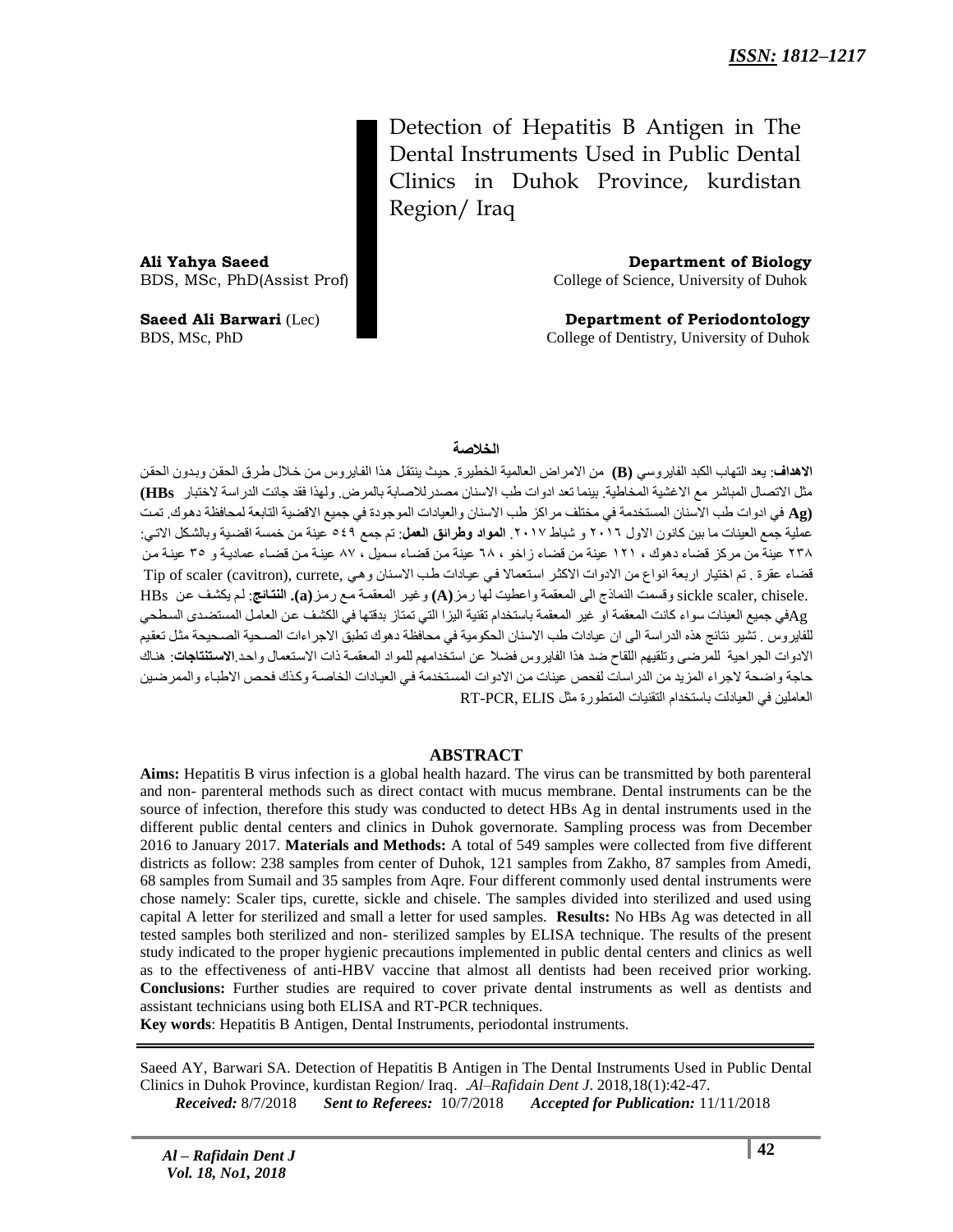# Detection of Hepatitis B Antigen in The Dental Instruments Used in Public Dental Clinics in Duhok Province, kurdistan Region/ Iraq

**Ali Yahya Saeed**
BDS, MSc, PhD(Assist Prof)

**Department of Biology**
College of Science, University of Duhok

**Saeed Ali Barwari** (Lec)
BDS, MSc, PhD

**Department of Periodontology**
College of Dentistry, University of Duhok

## الخلاصة

**الاهداف**: يعد التهاب الكبد الفايروسي **(B)** من الامراض العالمية الخطيرة. حيث ينتقل هذا الفايروس من خلال طرق الحقن وبدون الحقن مثل الاتصال المباشر مع الاغشية المخاطية. بينما تعد ادوات طب الاسنان مصدرللاصابة بالمرض. ولهذا فقد جائت الدراسة لاختبار **(HBs Ag)** في ادوات طب الاسنان المستخدمة في مختلف مراكز طب الاسنان والعيادات الموجودة في جميع الاقضية التابعة لمحافظة دهوك. تمت عملية جمع العينات ما بين كانون الاول ٢٠١٦ و شباط ٢٠١٧. **المواد وطرائق العمل**: تم جمع ٥٤٩ عينة من خمسة اقضية وبالشكل الاتي: ٢٣٨ عينة من مركز قضاء دهوك ، ١٢١ عينة من قضاء زاخو ، ٦٨ عينة من قضاء سميل ، ٨٧ عينة من قضاء عمادية و ٣٥ عينة من قضاء عقرة . تم اختيار اربعة انواع من الادوات الاكثر استعمالا في عيادات طب الاسنان وهي ,Tip of scaler (cavitron), currete sickle scaler, chisele. وقسمت النماذج الى المعقمة واعطيت لها رمز **(A)** وغير المعقمة مع رمز **(a)**. **النتائج**: لم يكشف عن HBs Agفي جميع العينات سواء كانت المعقمة او غير المعقمة باستخدام تقنية اليزا التي تمتاز بدقتها في الكشف عن العامل المستضدى السطحي للفايروس . تشير نتائج هذه الدراسة الى ان عيادات طب الاسنان الحكومية في محافظة دهوك تطبق الاجراءات الصحية الصحيحة مثل تعقيم الادوات الجراحية للمرضى وتلقيهم اللقاح ضد هذا الفايروس فضلا عن استخدامهم للمواد المعقمة ذات الاستعمال واحد.**الاستنتاجات**: هناك حاجة واضحة لاجراء المزيد من الدراسات لفحص عينات من الادوات المستخدمة في العيادات الخاصة وكذك فحص الاطباء والممرضين العاملين في العيادلت باستخدام التقنيات المتطورة مثل RT-PCR, ELIS

## ABSTRACT

**Aims:** Hepatitis B virus infection is a global health hazard. The virus can be transmitted by both parenteral and non- parenteral methods such as direct contact with mucus membrane. Dental instruments can be the source of infection, therefore this study was conducted to detect HBs Ag in dental instruments used in the different public dental centers and clinics in Duhok governorate. Sampling process was from December 2016 to January 2017. **Materials and Methods:** A total of 549 samples were collected from five different districts as follow: 238 samples from center of Duhok, 121 samples from Zakho, 87 samples from Amedi, 68 samples from Sumail and 35 samples from Aqre. Four different commonly used dental instruments were chose namely: Scaler tips, curette, sickle and chisele. The samples divided into sterilized and used using capital A letter for sterilized and small a letter for used samples. **Results:** No HBs Ag was detected in all tested samples both sterilized and non- sterilized samples by ELISA technique. The results of the present study indicated to the proper hygienic precautions implemented in public dental centers and clinics as well as to the effectiveness of anti-HBV vaccine that almost all dentists had been received prior working. **Conclusions:** Further studies are required to cover private dental instruments as well as dentists and assistant technicians using both ELISA and RT-PCR techniques.

**Key words**: Hepatitis B Antigen, Dental Instruments, periodontal instruments.

---

Saeed AY, Barwari SA. Detection of Hepatitis B Antigen in The Dental Instruments Used in Public Dental Clinics in Duhok Province, kurdistan Region/ Iraq. *Al–Rafidain Dent J*. 2018,18(1):42-47.

*Received:* 8/7/2018 *Sent to Referees:* 10/7/2018 *Accepted for Publication:* 11/11/2018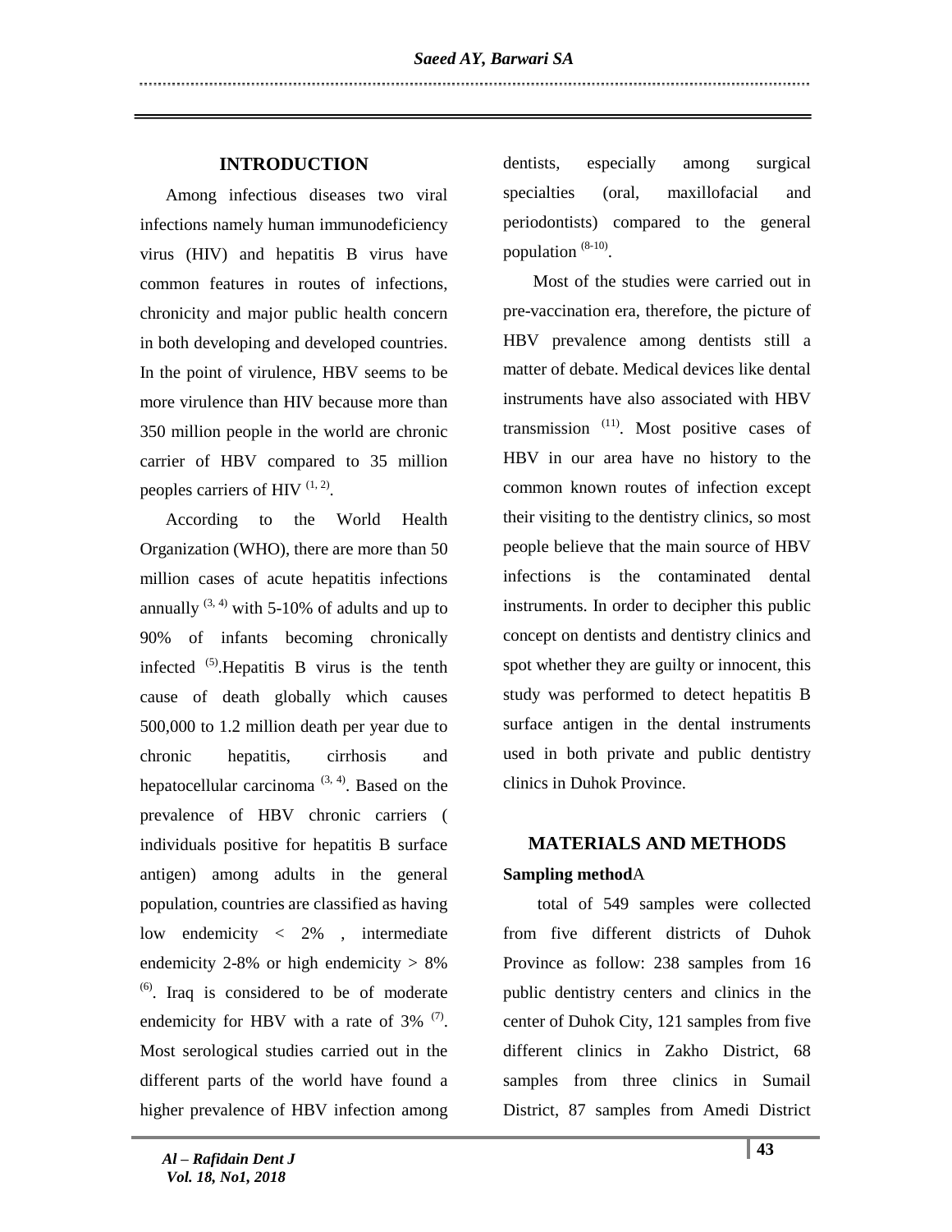## INTRODUCTION

Among infectious diseases two viral infections namely human immunodeficiency virus (HIV) and hepatitis B virus have common features in routes of infections, chronicity and major public health concern in both developing and developed countries. In the point of virulence, HBV seems to be more virulence than HIV because more than 350 million people in the world are chronic carrier of HBV compared to 35 million peoples carriers of HIV [1, 2].

According to the World Health Organization (WHO), there are more than 50 million cases of acute hepatitis infections annually [3, 4] with 5-10% of adults and up to 90% of infants becoming chronically infected [5].Hepatitis B virus is the tenth cause of death globally which causes 500,000 to 1.2 million death per year due to chronic hepatitis, cirrhosis and hepatocellular carcinoma [3, 4]. Based on the prevalence of HBV chronic carriers ( individuals positive for hepatitis B surface antigen) among adults in the general population, countries are classified as having low endemicity < 2% , intermediate endemicity 2-8% or high endemicity > 8% [6]. Iraq is considered to be of moderate endemicity for HBV with a rate of 3% [7]. Most serological studies carried out in the different parts of the world have found a higher prevalence of HBV infection among dentists, especially among surgical specialties (oral, maxillofacial and periodontists) compared to the general population [8-10].

Most of the studies were carried out in pre-vaccination era, therefore, the picture of HBV prevalence among dentists still a matter of debate. Medical devices like dental instruments have also associated with HBV transmission [11]. Most positive cases of HBV in our area have no history to the common known routes of infection except their visiting to the dentistry clinics, so most people believe that the main source of HBV infections is the contaminated dental instruments. In order to decipher this public concept on dentists and dentistry clinics and spot whether they are guilty or innocent, this study was performed to detect hepatitis B surface antigen in the dental instruments used in both private and public dentistry clinics in Duhok Province.

## MATERIALS AND METHODS

### Sampling method

A total of 549 samples were collected from five different districts of Duhok Province as follow: 238 samples from 16 public dentistry centers and clinics in the center of Duhok City, 121 samples from five different clinics in Zakho District, 68 samples from three clinics in Sumail District, 87 samples from Amedi District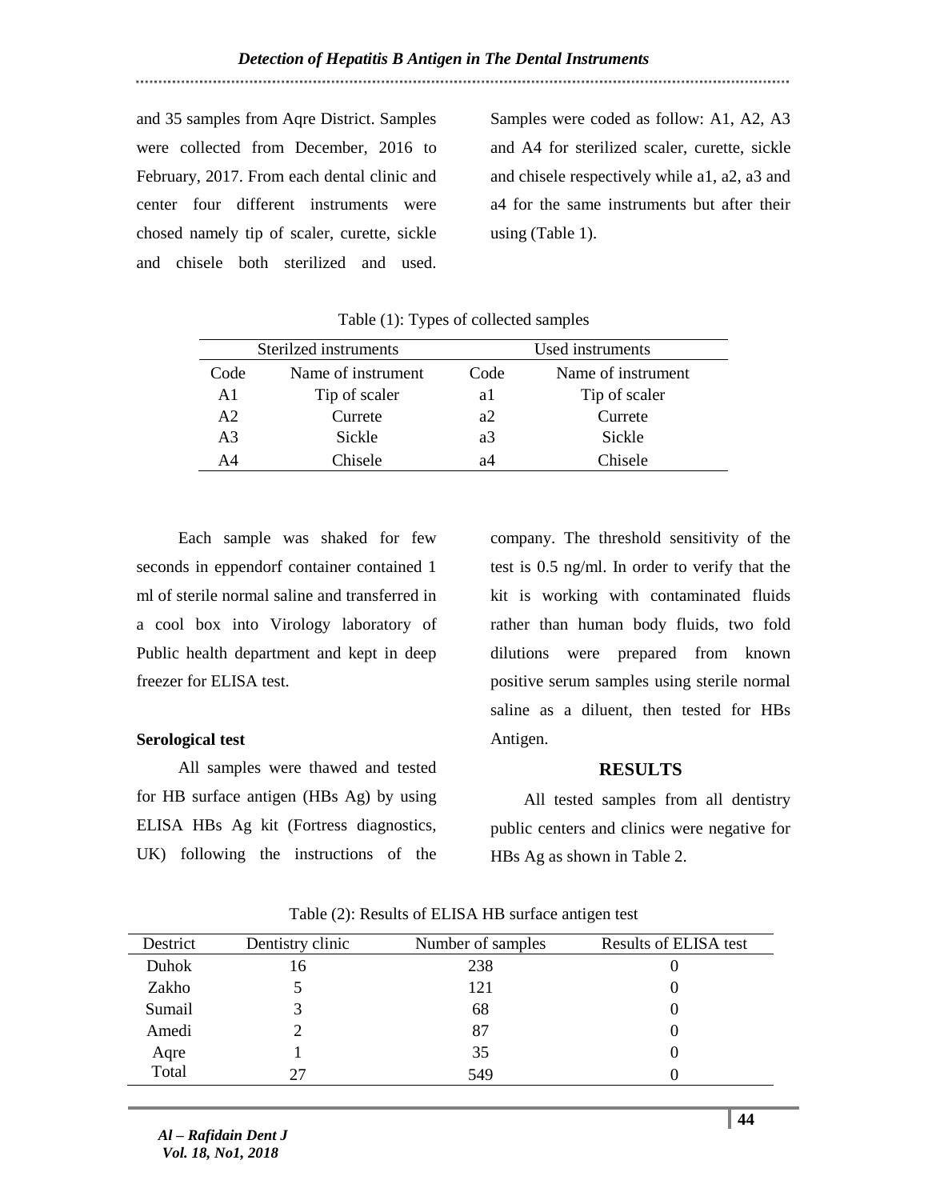and 35 samples from Aqre District. Samples were collected from December, 2016 to February, 2017. From each dental clinic and center four different instruments were chosed namely tip of scaler, curette, sickle and chisele both sterilized and used. Samples were coded as follow: A1, A2, A3 and A4 for sterilized scaler, curette, sickle and chisele respectively while a1, a2, a3 and a4 for the same instruments but after their using (Table 1).

Table (1): Types of collected samples

| Sterilzed instruments | | Used instruments | |
|---|---|---|---|
| Code | Name of instrument | Code | Name of instrument |
| A1 | Tip of scaler | a1 | Tip of scaler |
| A2 | Currete | a2 | Currete |
| A3 | Sickle | a3 | Sickle |
| A4 | Chisele | a4 | Chisele |

Each sample was shaked for few seconds in eppendorf container contained 1 ml of sterile normal saline and transferred in a cool box into Virology laboratory of Public health department and kept in deep freezer for ELISA test.

**Serological test**

All samples were thawed and tested for HB surface antigen (HBs Ag) by using ELISA HBs Ag kit (Fortress diagnostics, UK) following the instructions of the company. The threshold sensitivity of the test is 0.5 ng/ml. In order to verify that the kit is working with contaminated fluids rather than human body fluids, two fold dilutions were prepared from known positive serum samples using sterile normal saline as a diluent, then tested for HBs Antigen.

## RESULTS

All tested samples from all dentistry public centers and clinics were negative for HBs Ag as shown in Table 2.

Table (2): Results of ELISA HB surface antigen test

| Destrict | Dentistry clinic | Number of samples | Results of ELISA test |
|---|---|---|---|
| Duhok | 16 | 238 | 0 |
| Zakho | 5 | 121 | 0 |
| Sumail | 3 | 68 | 0 |
| Amedi | 2 | 87 | 0 |
| Aqre | 1 | 35 | 0 |
| Total | 27 | 549 | 0 |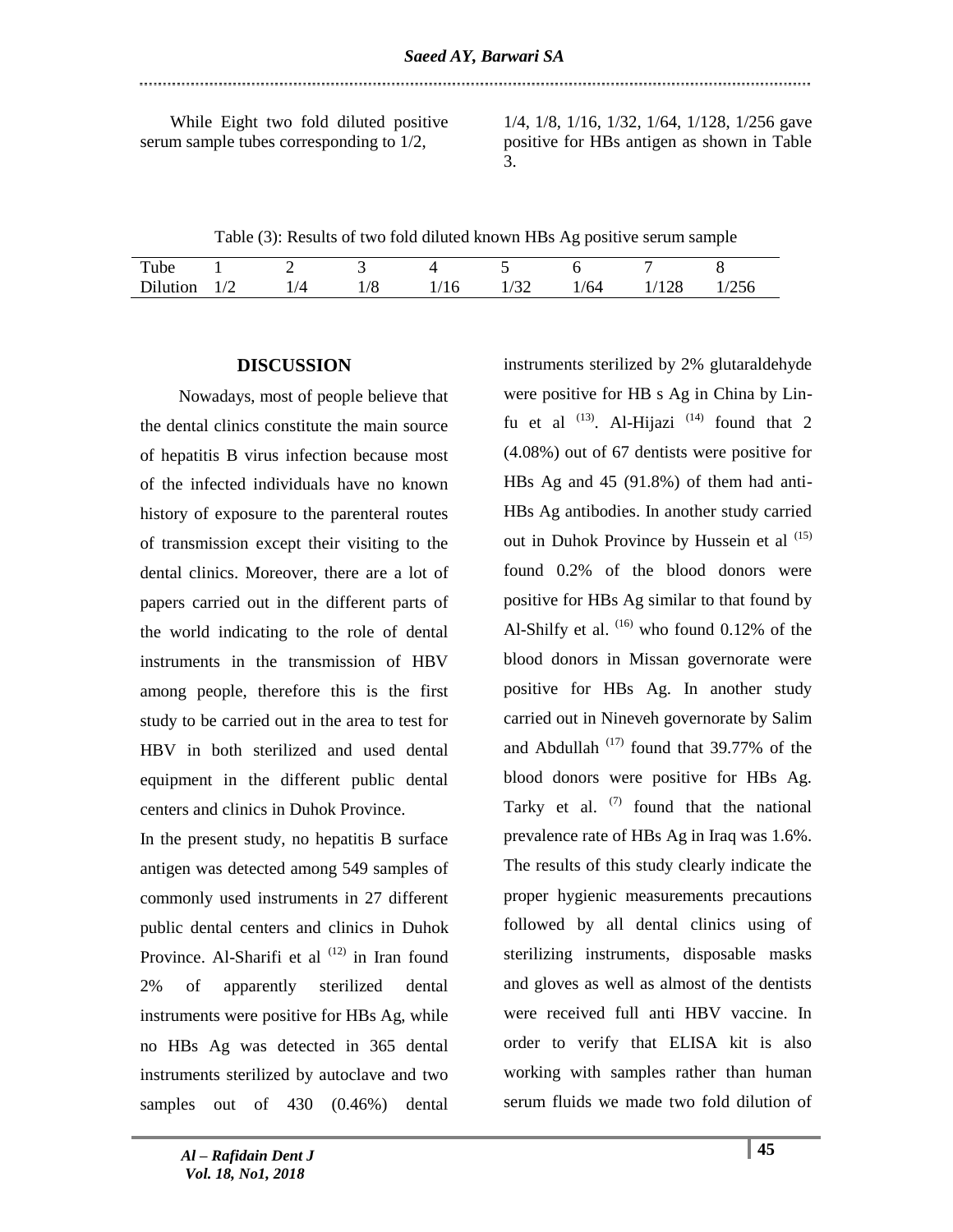While Eight two fold diluted positive serum sample tubes corresponding to 1/2, 1/4, 1/8, 1/16, 1/32, 1/64, 1/128, 1/256 gave positive for HBs antigen as shown in Table 3.

Table (3): Results of two fold diluted known HBs Ag positive serum sample

| Tube | 1 | 2 | 3 | 4 | 5 | 6 | 7 | 8 |
|---|---|---|---|---|---|---|---|---|
| Dilution | 1/2 | 1/4 | 1/8 | 1/16 | 1/32 | 1/64 | 1/128 | 1/256 |

## DISCUSSION

Nowadays, most of people believe that the dental clinics constitute the main source of hepatitis B virus infection because most of the infected individuals have no known history of exposure to the parenteral routes of transmission except their visiting to the dental clinics. Moreover, there are a lot of papers carried out in the different parts of the world indicating to the role of dental instruments in the transmission of HBV among people, therefore this is the first study to be carried out in the area to test for HBV in both sterilized and used dental equipment in the different public dental centers and clinics in Duhok Province.

In the present study, no hepatitis B surface antigen was detected among 549 samples of commonly used instruments in 27 different public dental centers and clinics in Duhok Province. Al-Sharifi et al [12] in Iran found 2% of apparently sterilized dental instruments were positive for HBs Ag, while no HBs Ag was detected in 365 dental instruments sterilized by autoclave and two samples out of 430 (0.46%) dental instruments sterilized by 2% glutaraldehyde were positive for HB s Ag in China by Lin-fu et al [13]. Al-Hijazi [14] found that 2 (4.08%) out of 67 dentists were positive for HBs Ag and 45 (91.8%) of them had anti-HBs Ag antibodies. In another study carried out in Duhok Province by Hussein et al [15] found 0.2% of the blood donors were positive for HBs Ag similar to that found by Al-Shilfy et al. [16] who found 0.12% of the blood donors in Missan governorate were positive for HBs Ag. In another study carried out in Nineveh governorate by Salim and Abdullah [17] found that 39.77% of the blood donors were positive for HBs Ag. Tarky et al. [7] found that the national prevalence rate of HBs Ag in Iraq was 1.6%. The results of this study clearly indicate the proper hygienic measurements precautions followed by all dental clinics using of sterilizing instruments, disposable masks and gloves as well as almost of the dentists were received full anti HBV vaccine. In order to verify that ELISA kit is also working with samples rather than human serum fluids we made two fold dilution of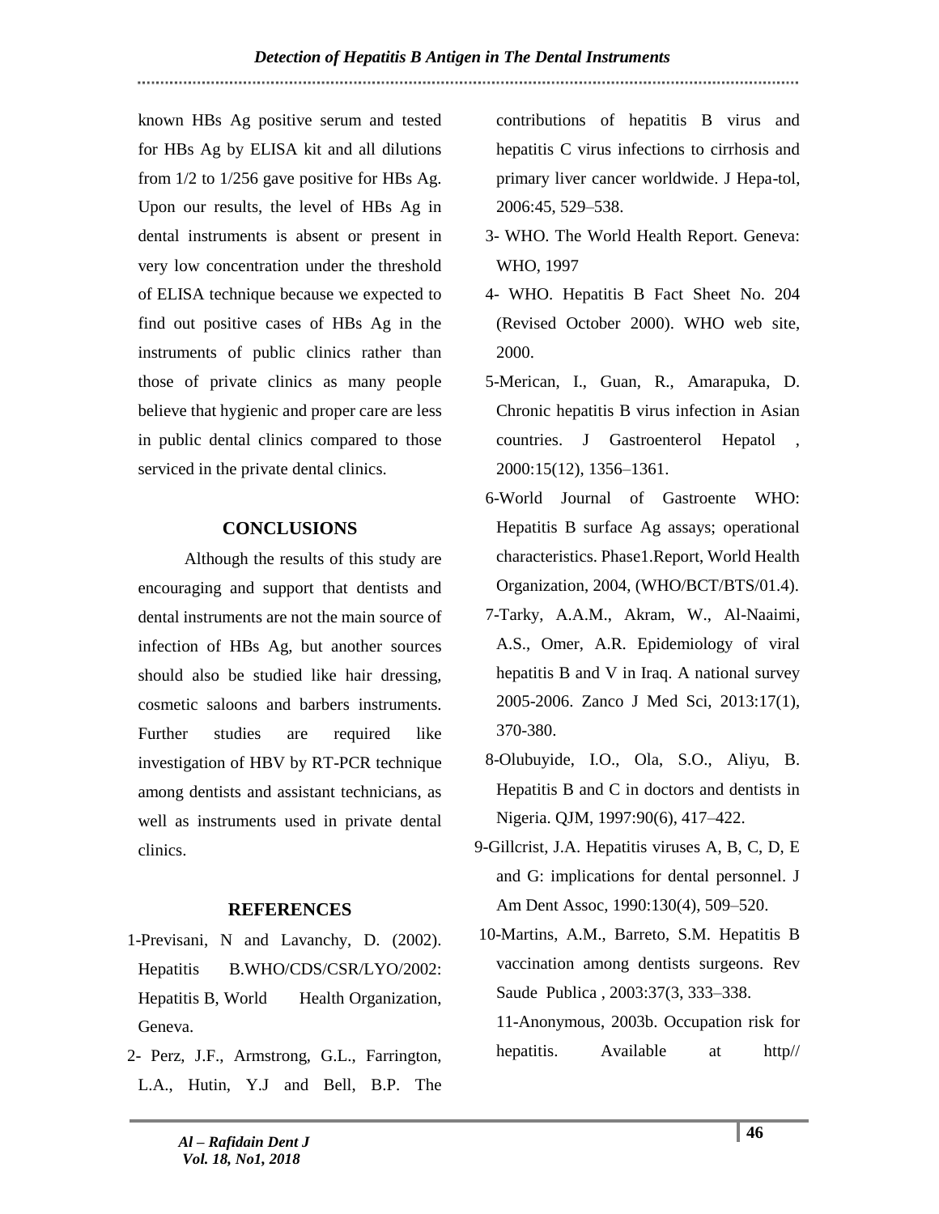known HBs Ag positive serum and tested for HBs Ag by ELISA kit and all dilutions from 1/2 to 1/256 gave positive for HBs Ag. Upon our results, the level of HBs Ag in dental instruments is absent or present in very low concentration under the threshold of ELISA technique because we expected to find out positive cases of HBs Ag in the instruments of public clinics rather than those of private clinics as many people believe that hygienic and proper care are less in public dental clinics compared to those serviced in the private dental clinics.

## CONCLUSIONS

Although the results of this study are encouraging and support that dentists and dental instruments are not the main source of infection of HBs Ag, but another sources should also be studied like hair dressing, cosmetic saloons and barbers instruments. Further studies are required like investigation of HBV by RT-PCR technique among dentists and assistant technicians, as well as instruments used in private dental clinics.

## REFERENCES

1-Previsani, N and Lavanchy, D. (2002). Hepatitis B.WHO/CDS/CSR/LYO/2002: Hepatitis B, World Health Organization, Geneva.

2- Perz, J.F., Armstrong, G.L., Farrington, L.A., Hutin, Y.J and Bell, B.P. The contributions of hepatitis B virus and hepatitis C virus infections to cirrhosis and primary liver cancer worldwide. J Hepa-tol, 2006:45, 529–538.

3- WHO. The World Health Report. Geneva: WHO, 1997

4- WHO. Hepatitis B Fact Sheet No. 204 (Revised October 2000). WHO web site, 2000.

5-Merican, I., Guan, R., Amarapuka, D. Chronic hepatitis B virus infection in Asian countries. J Gastroenterol Hepatol , 2000:15(12), 1356–1361.

6-World Journal of Gastroente WHO: Hepatitis B surface Ag assays; operational characteristics. Phase1.Report, World Health Organization, 2004, (WHO/BCT/BTS/01.4).

7-Tarky, A.A.M., Akram, W., Al-Naaimi, A.S., Omer, A.R. Epidemiology of viral hepatitis B and V in Iraq. A national survey 2005-2006. Zanco J Med Sci, 2013:17(1), 370-380.

8-Olubuyide, I.O., Ola, S.O., Aliyu, B. Hepatitis B and C in doctors and dentists in Nigeria. QJM, 1997:90(6), 417–422.

9-Gillcrist, J.A. Hepatitis viruses A, B, C, D, E and G: implications for dental personnel. J Am Dent Assoc, 1990:130(4), 509–520.

10-Martins, A.M., Barreto, S.M. Hepatitis B vaccination among dentists surgeons. Rev Saude Publica , 2003:37(3, 333–338.

11-Anonymous, 2003b. Occupation risk for hepatitis. Available at http//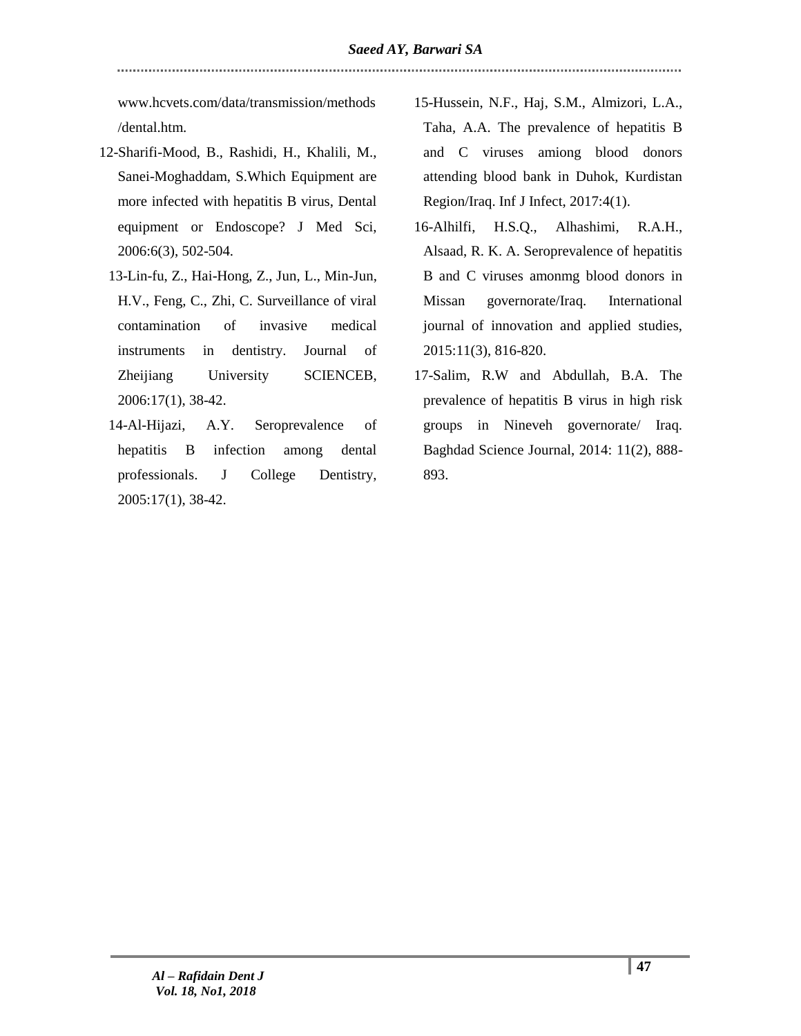www.hcvets.com/data/transmission/methods/dental.htm.

12-Sharifi-Mood, B., Rashidi, H., Khalili, M., Sanei-Moghaddam, S.Which Equipment are more infected with hepatitis B virus, Dental equipment or Endoscope? J Med Sci, 2006:6(3), 502-504.

13-Lin-fu, Z., Hai-Hong, Z., Jun, L., Min-Jun, H.V., Feng, C., Zhi, C. Surveillance of viral contamination of invasive medical instruments in dentistry. Journal of Zheijiang University SCIENCEB, 2006:17(1), 38-42.

14-Al-Hijazi, A.Y. Seroprevalence of hepatitis B infection among dental professionals. J College Dentistry, 2005:17(1), 38-42.

15-Hussein, N.F., Haj, S.M., Almizori, L.A., Taha, A.A. The prevalence of hepatitis B and C viruses amiong blood donors attending blood bank in Duhok, Kurdistan Region/Iraq. Inf J Infect, 2017:4(1).

16-Alhilfi, H.S.Q., Alhashimi, R.A.H., Alsaad, R. K. A. Seroprevalence of hepatitis B and C viruses amonmg blood donors in Missan governorate/Iraq. International journal of innovation and applied studies, 2015:11(3), 816-820.

17-Salim, R.W and Abdullah, B.A. The prevalence of hepatitis B virus in high risk groups in Nineveh governorate/ Iraq. Baghdad Science Journal, 2014: 11(2), 888-893.